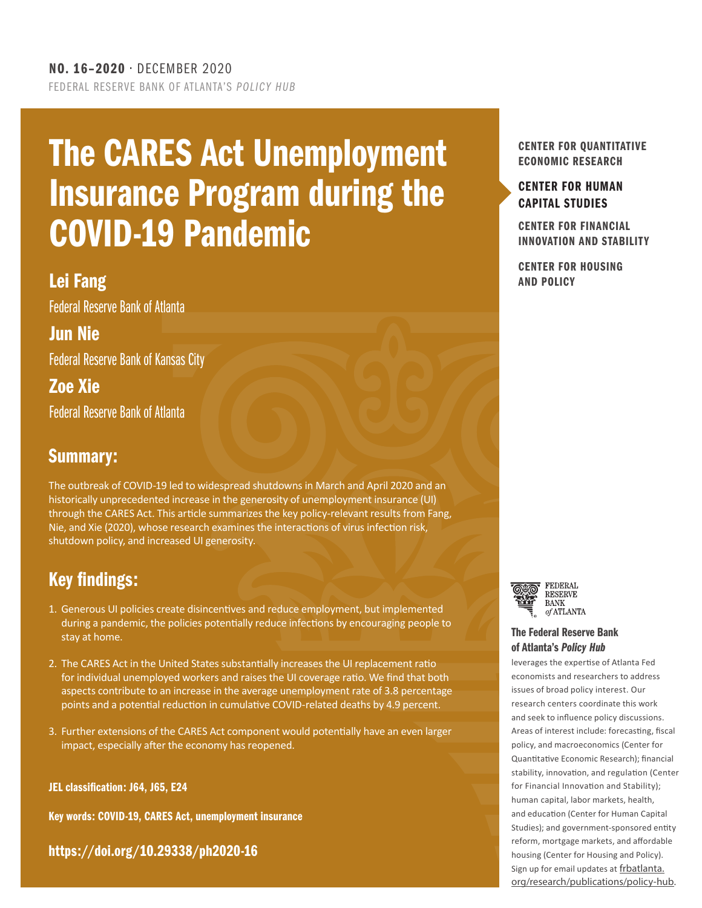**NO. 16–2020** · DECEMBER 2020

FEDERAL RESERVE BANK OF ATLANTA'S *POLICY HUB*

# The CARES Act Unemployment Insurance Program during the COVID-19 Pandemic

## Lei Fang

Federal Reserve Bank of Atlanta

## Jun Nie

Federal Reserve Bank of Kansas City

## Zoe Xie

Federal Reserve Bank of Atlanta

## Summary:

The outbreak of COVID-19 led to widespread shutdowns in March and April 2020 and an historically unprecedented increase in the generosity of unemployment insurance (UI) through the CARES Act. This article summarizes the key policy-relevant results from Fang, Nie, and Xie (2020), whose research examines the interactions of virus infection risk, shutdown policy, and increased UI generosity.

## Key findings:

1. Generous UI policies create disincentives and reduce employment, but implemented during a pandemic, the policies potentially reduce infections by encouraging people to stay at home.
2. The CARES Act in the United States substantially increases the UI replacement ratio for individual unemployed workers and raises the UI coverage ratio. We find that both aspects contribute to an increase in the average unemployment rate of 3.8 percentage points and a potential reduction in cumulative COVID-related deaths by 4.9 percent.
3. Further extensions of the CARES Act component would potentially have an even larger impact, especially after the economy has reopened.

**JEL classification: J64, J65, E24**

**Key words: COVID-19, CARES Act, unemployment insurance**

**https://doi.org/10.29338/ph2020-16**

**CENTER FOR QUANTITATIVE ECONOMIC RESEARCH**

**CENTER FOR HUMAN CAPITAL STUDIES**

**CENTER FOR FINANCIAL INNOVATION AND STABILITY**

**CENTER FOR HOUSING AND POLICY**

FEDERAL RESERVE BANK *of* ATLANTA

**The Federal Reserve Bank of Atlanta's *Policy Hub*** leverages the expertise of Atlanta Fed economists and researchers to address issues of broad policy interest. Our research centers coordinate this work and seek to influence policy discussions. Areas of interest include: forecasting, fiscal policy, and macroeconomics (Center for Quantitative Economic Research); financial stability, innovation, and regulation (Center for Financial Innovation and Stability); human capital, labor markets, health, and education (Center for Human Capital Studies); and government-sponsored entity reform, mortgage markets, and affordable housing (Center for Housing and Policy). Sign up for email updates at frbatlanta.org/research/publications/policy-hub.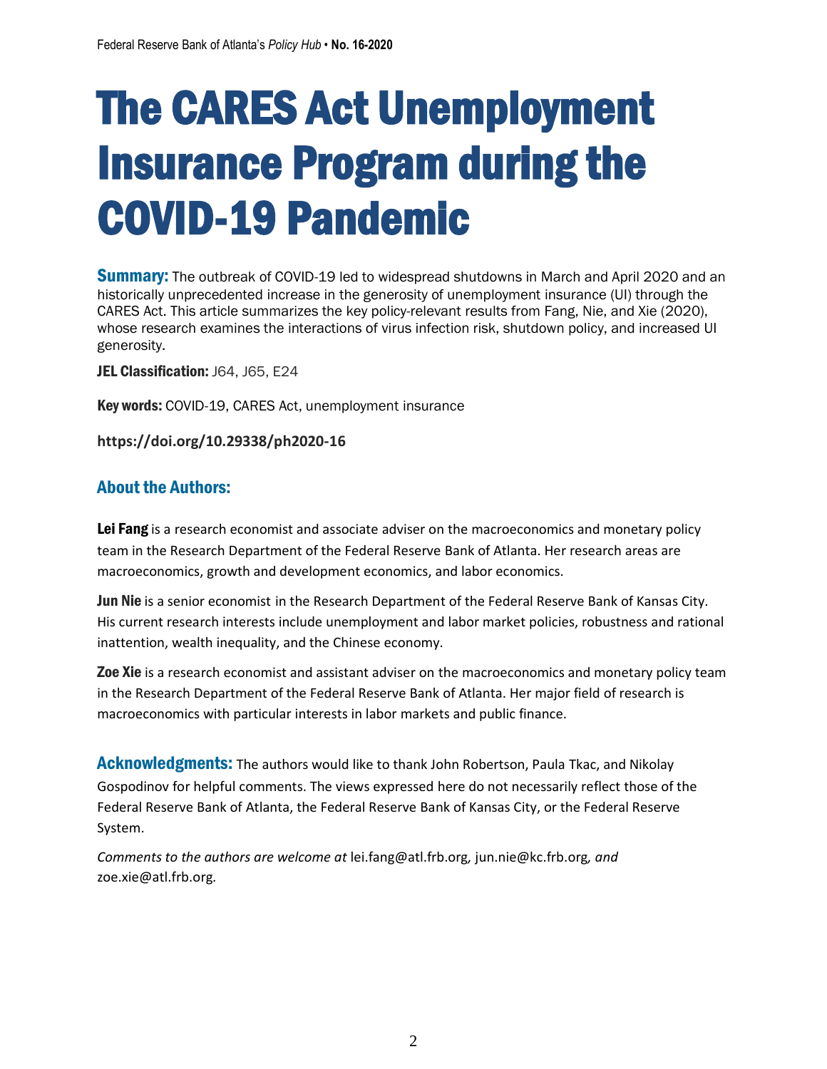# The CARES Act Unemployment Insurance Program during the COVID-19 Pandemic

**Summary:** The outbreak of COVID-19 led to widespread shutdowns in March and April 2020 and an historically unprecedented increase in the generosity of unemployment insurance (UI) through the CARES Act. This article summarizes the key policy-relevant results from Fang, Nie, and Xie (2020), whose research examines the interactions of virus infection risk, shutdown policy, and increased UI generosity.

**JEL Classification:** J64, J65, E24

**Key words:** COVID-19, CARES Act, unemployment insurance

**https://doi.org/10.29338/ph2020-16**

## About the Authors:

**Lei Fang** is a research economist and associate adviser on the macroeconomics and monetary policy team in the Research Department of the Federal Reserve Bank of Atlanta. Her research areas are macroeconomics, growth and development economics, and labor economics.

**Jun Nie** is a senior economist in the Research Department of the Federal Reserve Bank of Kansas City. His current research interests include unemployment and labor market policies, robustness and rational inattention, wealth inequality, and the Chinese economy.

**Zoe Xie** is a research economist and assistant adviser on the macroeconomics and monetary policy team in the Research Department of the Federal Reserve Bank of Atlanta. Her major field of research is macroeconomics with particular interests in labor markets and public finance.

**Acknowledgments:** The authors would like to thank John Robertson, Paula Tkac, and Nikolay Gospodinov for helpful comments. The views expressed here do not necessarily reflect those of the Federal Reserve Bank of Atlanta, the Federal Reserve Bank of Kansas City, or the Federal Reserve System.

*Comments to the authors are welcome at* lei.fang@atl.frb.org, jun.nie@kc.frb.org*, and* zoe.xie@atl.frb.org.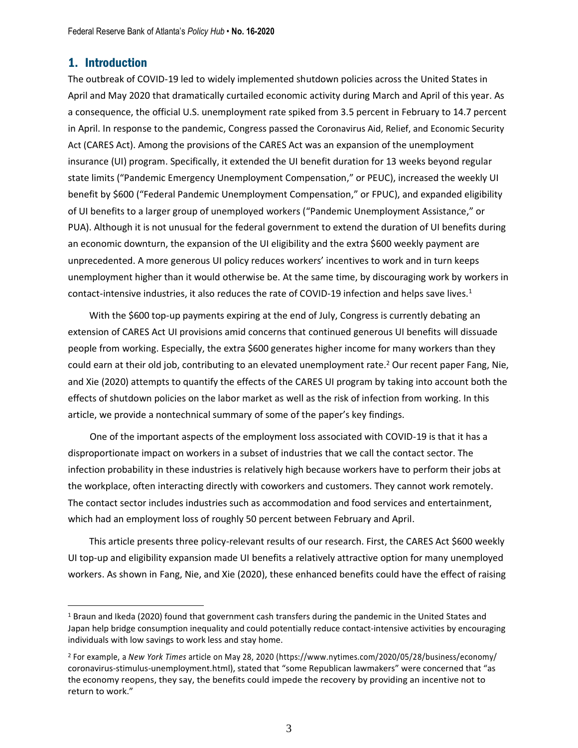## 1. Introduction

The outbreak of COVID-19 led to widely implemented shutdown policies across the United States in April and May 2020 that dramatically curtailed economic activity during March and April of this year. As a consequence, the official U.S. unemployment rate spiked from 3.5 percent in February to 14.7 percent in April. In response to the pandemic, Congress passed the Coronavirus Aid, Relief, and Economic Security Act (CARES Act). Among the provisions of the CARES Act was an expansion of the unemployment insurance (UI) program. Specifically, it extended the UI benefit duration for 13 weeks beyond regular state limits ("Pandemic Emergency Unemployment Compensation," or PEUC), increased the weekly UI benefit by $600 ("Federal Pandemic Unemployment Compensation," or FPUC), and expanded eligibility of UI benefits to a larger group of unemployed workers ("Pandemic Unemployment Assistance," or PUA). Although it is not unusual for the federal government to extend the duration of UI benefits during an economic downturn, the expansion of the UI eligibility and the extra $600 weekly payment are unprecedented. A more generous UI policy reduces workers' incentives to work and in turn keeps unemployment higher than it would otherwise be. At the same time, by discouraging work by workers in contact-intensive industries, it also reduces the rate of COVID-19 infection and helps save lives.[1]

With the $600 top-up payments expiring at the end of July, Congress is currently debating an extension of CARES Act UI provisions amid concerns that continued generous UI benefits will dissuade people from working. Especially, the extra $600 generates higher income for many workers than they could earn at their old job, contributing to an elevated unemployment rate.[2] Our recent paper Fang, Nie, and Xie (2020) attempts to quantify the effects of the CARES UI program by taking into account both the effects of shutdown policies on the labor market as well as the risk of infection from working. In this article, we provide a nontechnical summary of some of the paper's key findings.

One of the important aspects of the employment loss associated with COVID-19 is that it has a disproportionate impact on workers in a subset of industries that we call the contact sector. The infection probability in these industries is relatively high because workers have to perform their jobs at the workplace, often interacting directly with coworkers and customers. They cannot work remotely. The contact sector includes industries such as accommodation and food services and entertainment, which had an employment loss of roughly 50 percent between February and April.

This article presents three policy-relevant results of our research. First, the CARES Act $600 weekly UI top-up and eligibility expansion made UI benefits a relatively attractive option for many unemployed workers. As shown in Fang, Nie, and Xie (2020), these enhanced benefits could have the effect of raising

---

[1] Braun and Ikeda (2020) found that government cash transfers during the pandemic in the United States and Japan help bridge consumption inequality and could potentially reduce contact-intensive activities by encouraging individuals with low savings to work less and stay home.

[2] For example, a *New York Times* article on May 28, 2020 (https://www.nytimes.com/2020/05/28/business/economy/coronavirus-stimulus-unemployment.html), stated that "some Republican lawmakers" were concerned that "as the economy reopens, they say, the benefits could impede the recovery by providing an incentive not to return to work."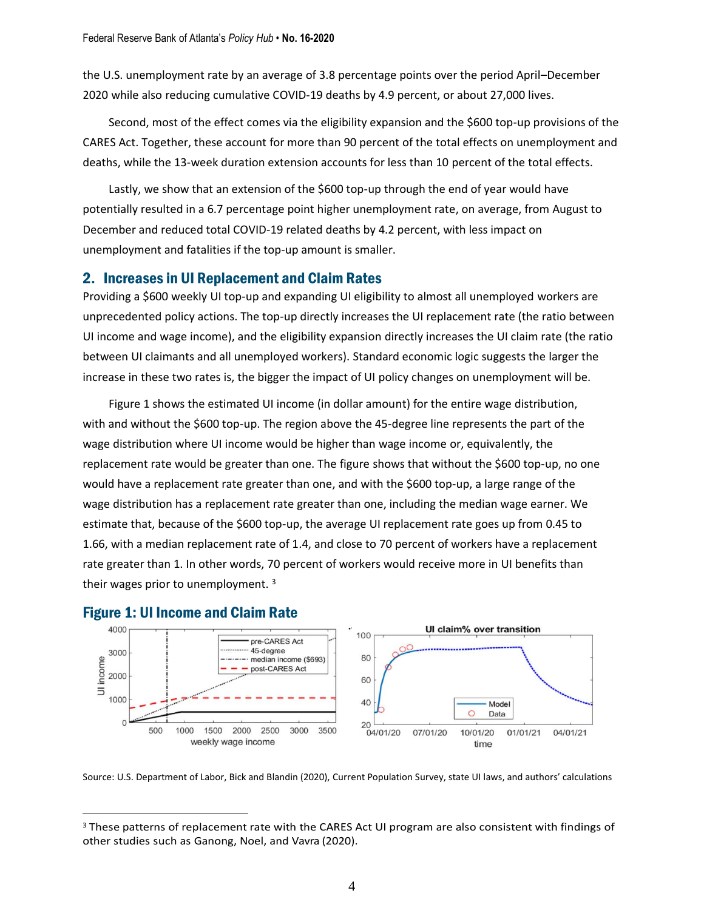the U.S. unemployment rate by an average of 3.8 percentage points over the period April–December 2020 while also reducing cumulative COVID-19 deaths by 4.9 percent, or about 27,000 lives.

Second, most of the effect comes via the eligibility expansion and the $600 top-up provisions of the CARES Act. Together, these account for more than 90 percent of the total effects on unemployment and deaths, while the 13-week duration extension accounts for less than 10 percent of the total effects.

Lastly, we show that an extension of the $600 top-up through the end of year would have potentially resulted in a 6.7 percentage point higher unemployment rate, on average, from August to December and reduced total COVID-19 related deaths by 4.2 percent, with less impact on unemployment and fatalities if the top-up amount is smaller.

## 2. Increases in UI Replacement and Claim Rates

Providing a $600 weekly UI top-up and expanding UI eligibility to almost all unemployed workers are unprecedented policy actions. The top-up directly increases the UI replacement rate (the ratio between UI income and wage income), and the eligibility expansion directly increases the UI claim rate (the ratio between UI claimants and all unemployed workers). Standard economic logic suggests the larger the increase in these two rates is, the bigger the impact of UI policy changes on unemployment will be.

Figure 1 shows the estimated UI income (in dollar amount) for the entire wage distribution, with and without the $600 top-up. The region above the 45-degree line represents the part of the wage distribution where UI income would be higher than wage income or, equivalently, the replacement rate would be greater than one. The figure shows that without the $600 top-up, no one would have a replacement rate greater than one, and with the $600 top-up, a large range of the wage distribution has a replacement rate greater than one, including the median wage earner. We estimate that, because of the $600 top-up, the average UI replacement rate goes up from 0.45 to 1.66, with a median replacement rate of 1.4, and close to 70 percent of workers have a replacement rate greater than 1. In other words, 70 percent of workers would receive more in UI benefits than their wages prior to unemployment. [3]

### Figure 1: UI Income and Claim Rate

Source: U.S. Department of Labor, Bick and Blandin (2020), Current Population Survey, state UI laws, and authors' calculations

[3] These patterns of replacement rate with the CARES Act UI program are also consistent with findings of other studies such as Ganong, Noel, and Vavra (2020).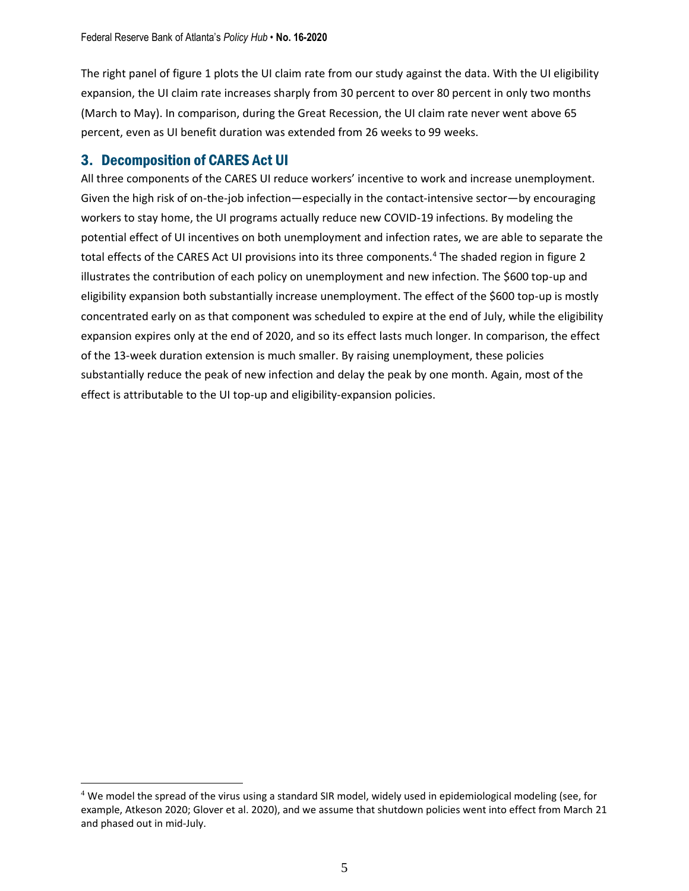The right panel of figure 1 plots the UI claim rate from our study against the data. With the UI eligibility expansion, the UI claim rate increases sharply from 30 percent to over 80 percent in only two months (March to May). In comparison, during the Great Recession, the UI claim rate never went above 65 percent, even as UI benefit duration was extended from 26 weeks to 99 weeks.

## 3. Decomposition of CARES Act UI

All three components of the CARES UI reduce workers' incentive to work and increase unemployment. Given the high risk of on-the-job infection—especially in the contact-intensive sector—by encouraging workers to stay home, the UI programs actually reduce new COVID-19 infections. By modeling the potential effect of UI incentives on both unemployment and infection rates, we are able to separate the total effects of the CARES Act UI provisions into its three components.[4] The shaded region in figure 2 illustrates the contribution of each policy on unemployment and new infection. The $600 top-up and eligibility expansion both substantially increase unemployment. The effect of the $600 top-up is mostly concentrated early on as that component was scheduled to expire at the end of July, while the eligibility expansion expires only at the end of 2020, and so its effect lasts much longer. In comparison, the effect of the 13-week duration extension is much smaller. By raising unemployment, these policies substantially reduce the peak of new infection and delay the peak by one month. Again, most of the effect is attributable to the UI top-up and eligibility-expansion policies.

[4] We model the spread of the virus using a standard SIR model, widely used in epidemiological modeling (see, for example, Atkeson 2020; Glover et al. 2020), and we assume that shutdown policies went into effect from March 21 and phased out in mid-July.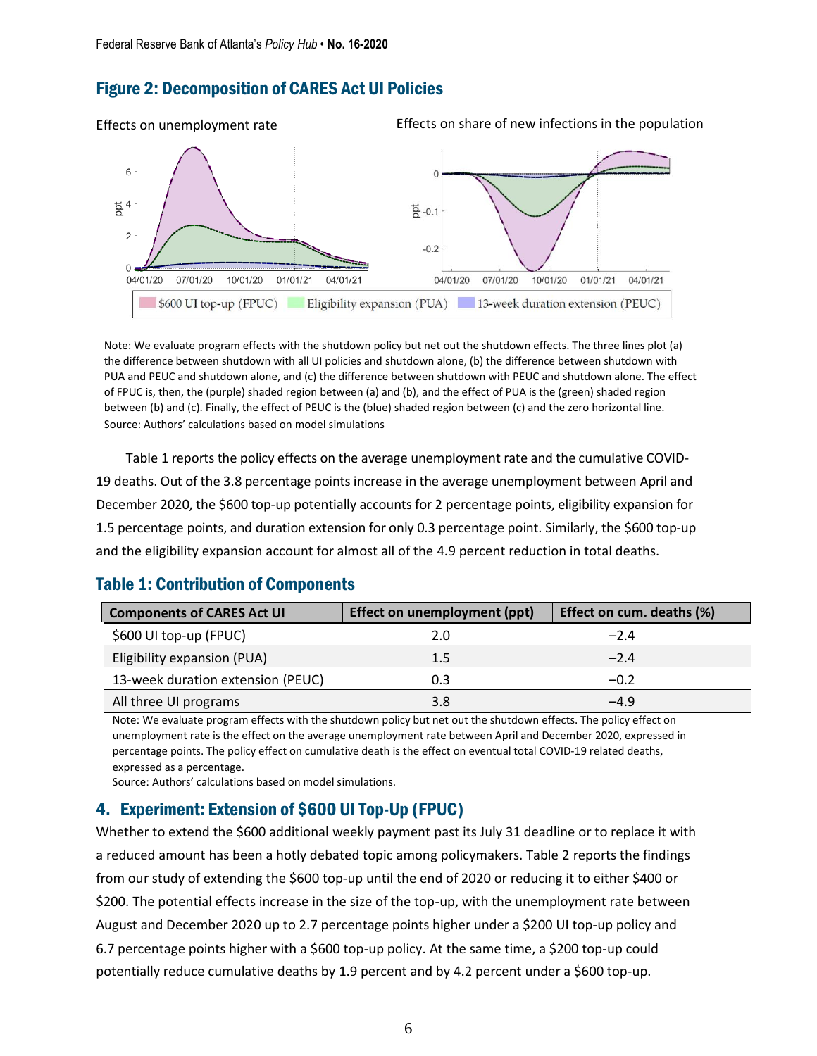## Figure 2: Decomposition of CARES Act UI Policies

Note: We evaluate program effects with the shutdown policy but net out the shutdown effects. The three lines plot (a) the difference between shutdown with all UI policies and shutdown alone, (b) the difference between shutdown with PUA and PEUC and shutdown alone, and (c) the difference between shutdown with PEUC and shutdown alone. The effect of FPUC is, then, the (purple) shaded region between (a) and (b), and the effect of PUA is the (green) shaded region between (b) and (c). Finally, the effect of PEUC is the (blue) shaded region between (c) and the zero horizontal line.
Source: Authors' calculations based on model simulations

Table 1 reports the policy effects on the average unemployment rate and the cumulative COVID-19 deaths. Out of the 3.8 percentage points increase in the average unemployment between April and December 2020, the $600 top-up potentially accounts for 2 percentage points, eligibility expansion for 1.5 percentage points, and duration extension for only 0.3 percentage point. Similarly, the $600 top-up and the eligibility expansion account for almost all of the 4.9 percent reduction in total deaths.

## Table 1: Contribution of Components

| Components of CARES Act UI | Effect on unemployment (ppt) | Effect on cum. deaths (%) |
|---|---|---|
| $600 UI top-up (FPUC) | 2.0 | −2.4 |
| Eligibility expansion (PUA) | 1.5 | −2.4 |
| 13-week duration extension (PEUC) | 0.3 | −0.2 |
| All three UI programs | 3.8 | −4.9 |

Note: We evaluate program effects with the shutdown policy but net out the shutdown effects. The policy effect on unemployment rate is the effect on the average unemployment rate between April and December 2020, expressed in percentage points. The policy effect on cumulative death is the effect on eventual total COVID-19 related deaths, expressed as a percentage.
Source: Authors' calculations based on model simulations.

## 4. Experiment: Extension of $600 UI Top-Up (FPUC)

Whether to extend the $600 additional weekly payment past its July 31 deadline or to replace it with a reduced amount has been a hotly debated topic among policymakers. Table 2 reports the findings from our study of extending the $600 top-up until the end of 2020 or reducing it to either $400 or $200. The potential effects increase in the size of the top-up, with the unemployment rate between August and December 2020 up to 2.7 percentage points higher under a $200 UI top-up policy and 6.7 percentage points higher with a $600 top-up policy. At the same time, a $200 top-up could potentially reduce cumulative deaths by 1.9 percent and by 4.2 percent under a $600 top-up.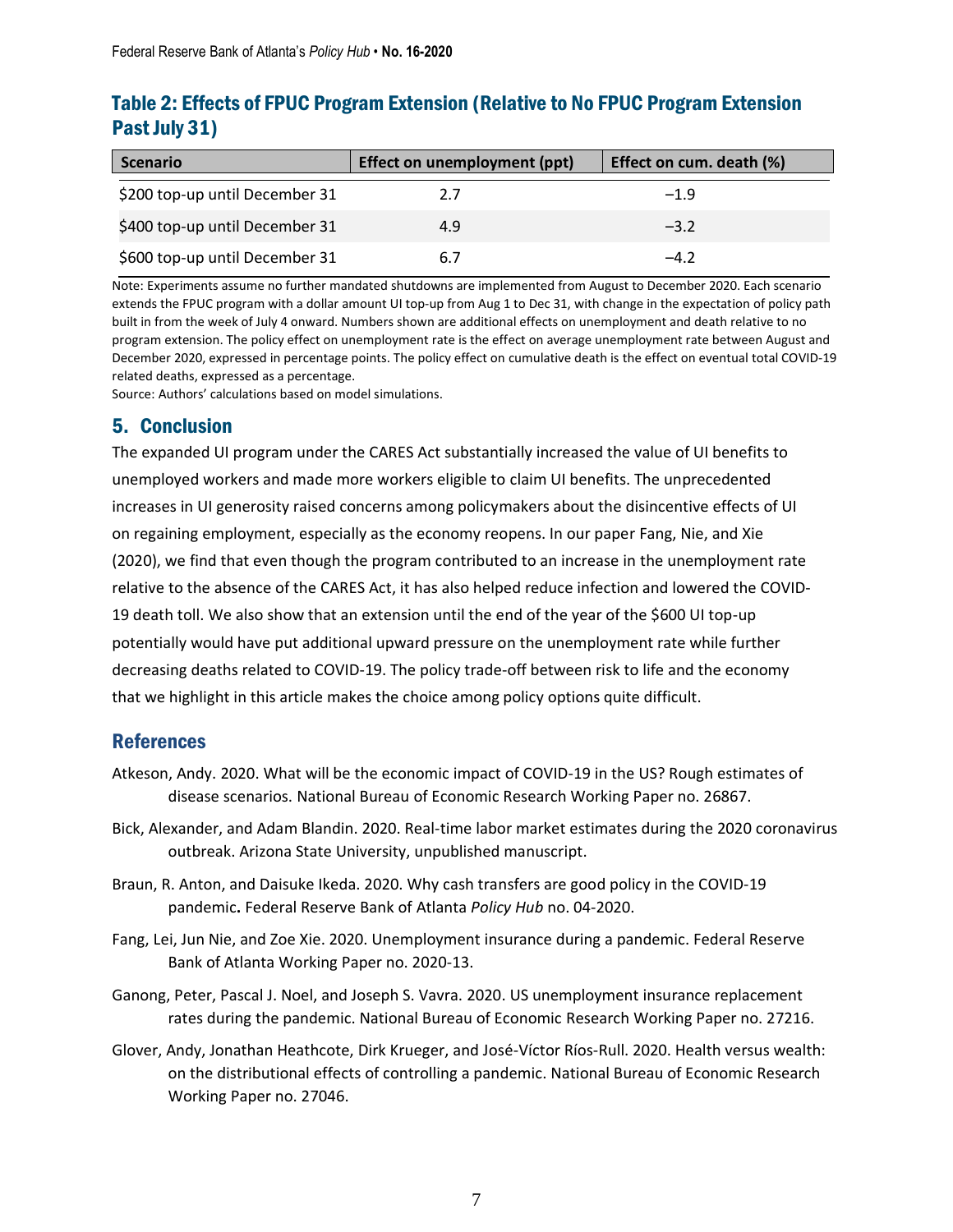## Table 2: Effects of FPUC Program Extension (Relative to No FPUC Program Extension Past July 31)

| Scenario | Effect on unemployment (ppt) | Effect on cum. death (%) |
|---|---|---|
| $200 top-up until December 31 | 2.7 | −1.9 |
| $400 top-up until December 31 | 4.9 | −3.2 |
| $600 top-up until December 31 | 6.7 | −4.2 |

Note: Experiments assume no further mandated shutdowns are implemented from August to December 2020. Each scenario extends the FPUC program with a dollar amount UI top-up from Aug 1 to Dec 31, with change in the expectation of policy path built in from the week of July 4 onward. Numbers shown are additional effects on unemployment and death relative to no program extension. The policy effect on unemployment rate is the effect on average unemployment rate between August and December 2020, expressed in percentage points. The policy effect on cumulative death is the effect on eventual total COVID-19 related deaths, expressed as a percentage.

Source: Authors' calculations based on model simulations.

## 5. Conclusion

The expanded UI program under the CARES Act substantially increased the value of UI benefits to unemployed workers and made more workers eligible to claim UI benefits. The unprecedented increases in UI generosity raised concerns among policymakers about the disincentive effects of UI on regaining employment, especially as the economy reopens. In our paper Fang, Nie, and Xie (2020), we find that even though the program contributed to an increase in the unemployment rate relative to the absence of the CARES Act, it has also helped reduce infection and lowered the COVID-19 death toll. We also show that an extension until the end of the year of the $600 UI top-up potentially would have put additional upward pressure on the unemployment rate while further decreasing deaths related to COVID-19. The policy trade-off between risk to life and the economy that we highlight in this article makes the choice among policy options quite difficult.

## References

Atkeson, Andy. 2020. What will be the economic impact of COVID-19 in the US? Rough estimates of disease scenarios. National Bureau of Economic Research Working Paper no. 26867.

Bick, Alexander, and Adam Blandin. 2020. Real-time labor market estimates during the 2020 coronavirus outbreak. Arizona State University, unpublished manuscript.

Braun, R. Anton, and Daisuke Ikeda. 2020. Why cash transfers are good policy in the COVID-19 pandemic**.** Federal Reserve Bank of Atlanta *Policy Hub* no. 04-2020.

Fang, Lei, Jun Nie, and Zoe Xie. 2020. Unemployment insurance during a pandemic. Federal Reserve Bank of Atlanta Working Paper no. 2020-13.

Ganong, Peter, Pascal J. Noel, and Joseph S. Vavra. 2020. US unemployment insurance replacement rates during the pandemic. National Bureau of Economic Research Working Paper no. 27216.

Glover, Andy, Jonathan Heathcote, Dirk Krueger, and José-Víctor Ríos-Rull. 2020. Health versus wealth: on the distributional effects of controlling a pandemic. National Bureau of Economic Research Working Paper no. 27046.